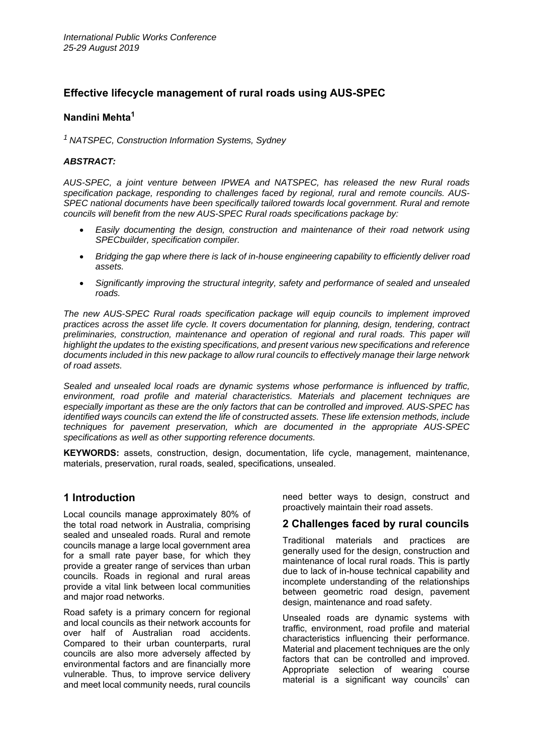# Effective lifecycle management of rural roads using AUS-SPEC

**Nandini Mehta[1]**

*[1] NATSPEC, Construction Information Systems, Sydney*

***ABSTRACT:***

*AUS-SPEC, a joint venture between IPWEA and NATSPEC, has released the new Rural roads specification package, responding to challenges faced by regional, rural and remote councils. AUS-SPEC national documents have been specifically tailored towards local government. Rural and remote councils will benefit from the new AUS-SPEC Rural roads specifications package by:*

- *Easily documenting the design, construction and maintenance of their road network using SPECbuilder, specification compiler.*
- *Bridging the gap where there is lack of in-house engineering capability to efficiently deliver road assets.*
- *Significantly improving the structural integrity, safety and performance of sealed and unsealed roads.*

*The new AUS-SPEC Rural roads specification package will equip councils to implement improved practices across the asset life cycle. It covers documentation for planning, design, tendering, contract preliminaries, construction, maintenance and operation of regional and rural roads. This paper will highlight the updates to the existing specifications, and present various new specifications and reference documents included in this new package to allow rural councils to effectively manage their large network of road assets.*

*Sealed and unsealed local roads are dynamic systems whose performance is influenced by traffic, environment, road profile and material characteristics. Materials and placement techniques are especially important as these are the only factors that can be controlled and improved. AUS-SPEC has identified ways councils can extend the life of constructed assets. These life extension methods, include techniques for pavement preservation, which are documented in the appropriate AUS-SPEC specifications as well as other supporting reference documents.*

**KEYWORDS:** assets, construction, design, documentation, life cycle, management, maintenance, materials, preservation, rural roads, sealed, specifications, unsealed.

## 1 Introduction

Local councils manage approximately 80% of the total road network in Australia, comprising sealed and unsealed roads. Rural and remote councils manage a large local government area for a small rate payer base, for which they provide a greater range of services than urban councils. Roads in regional and rural areas provide a vital link between local communities and major road networks.

Road safety is a primary concern for regional and local councils as their network accounts for over half of Australian road accidents. Compared to their urban counterparts, rural councils are also more adversely affected by environmental factors and are financially more vulnerable. Thus, to improve service delivery and meet local community needs, rural councils need better ways to design, construct and proactively maintain their road assets.

## 2 Challenges faced by rural councils

Traditional materials and practices are generally used for the design, construction and maintenance of local rural roads. This is partly due to lack of in-house technical capability and incomplete understanding of the relationships between geometric road design, pavement design, maintenance and road safety.

Unsealed roads are dynamic systems with traffic, environment, road profile and material characteristics influencing their performance. Material and placement techniques are the only factors that can be controlled and improved. Appropriate selection of wearing course material is a significant way councils' can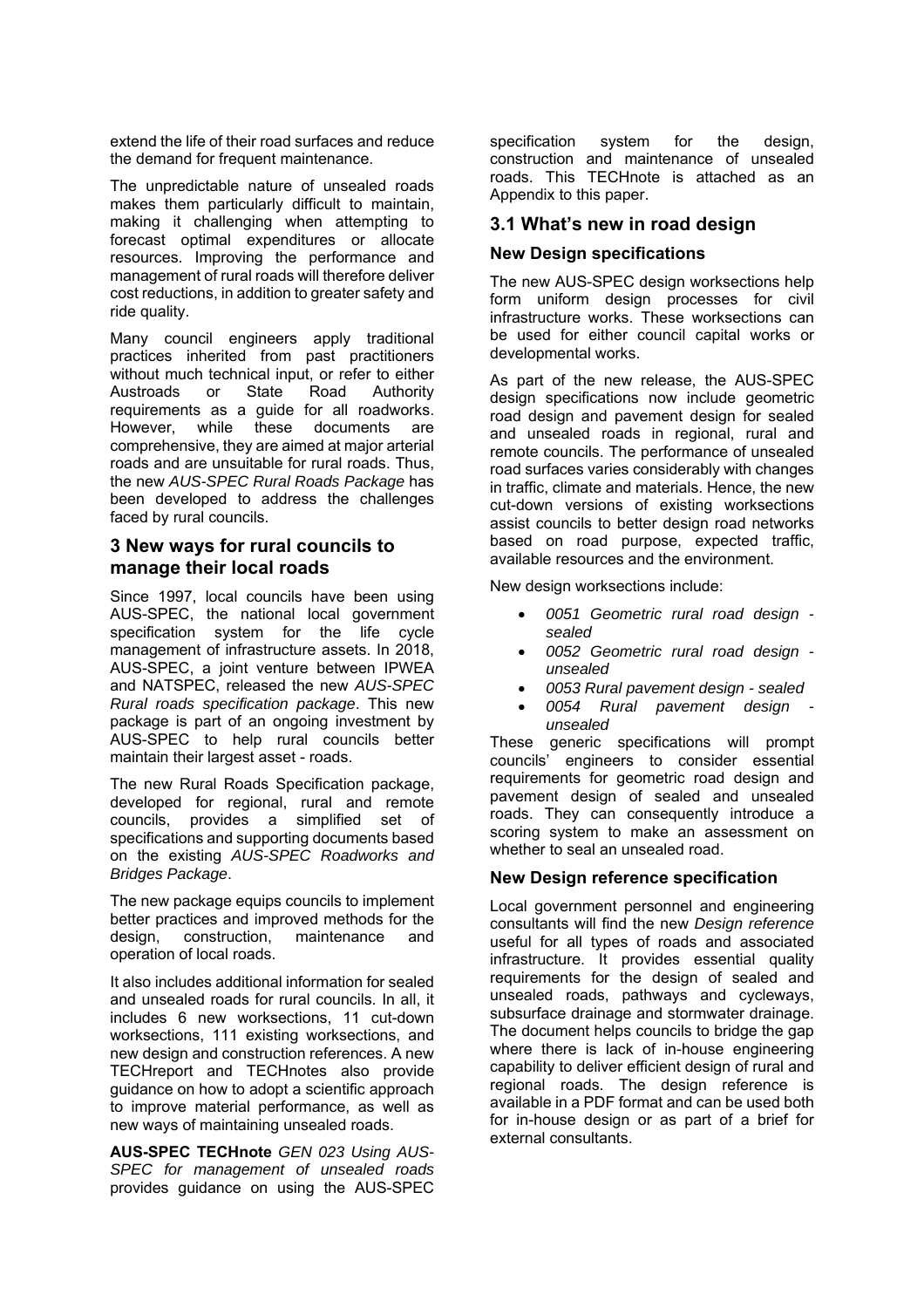extend the life of their road surfaces and reduce the demand for frequent maintenance.

The unpredictable nature of unsealed roads makes them particularly difficult to maintain, making it challenging when attempting to forecast optimal expenditures or allocate resources. Improving the performance and management of rural roads will therefore deliver cost reductions, in addition to greater safety and ride quality.

Many council engineers apply traditional practices inherited from past practitioners without much technical input, or refer to either Austroads or State Road Authority requirements as a guide for all roadworks. However, while these documents are comprehensive, they are aimed at major arterial roads and are unsuitable for rural roads. Thus, the new *AUS-SPEC Rural Roads Package* has been developed to address the challenges faced by rural councils.

## 3 New ways for rural councils to manage their local roads

Since 1997, local councils have been using AUS-SPEC, the national local government specification system for the life cycle management of infrastructure assets. In 2018, AUS-SPEC, a joint venture between IPWEA and NATSPEC, released the new *AUS-SPEC Rural roads specification package*. This new package is part of an ongoing investment by AUS-SPEC to help rural councils better maintain their largest asset - roads.

The new Rural Roads Specification package, developed for regional, rural and remote councils, provides a simplified set of specifications and supporting documents based on the existing *AUS-SPEC Roadworks and Bridges Package*.

The new package equips councils to implement better practices and improved methods for the design, construction, maintenance and operation of local roads.

It also includes additional information for sealed and unsealed roads for rural councils. In all, it includes 6 new worksections, 11 cut-down worksections, 111 existing worksections, and new design and construction references. A new TECHreport and TECHnotes also provide guidance on how to adopt a scientific approach to improve material performance, as well as new ways of maintaining unsealed roads.

**AUS-SPEC TECHnote** *GEN 023 Using AUS-SPEC for management of unsealed roads* provides guidance on using the AUS-SPEC specification system for the design, construction and maintenance of unsealed roads. This TECHnote is attached as an Appendix to this paper.

## 3.1 What's new in road design

### New Design specifications

The new AUS-SPEC design worksections help form uniform design processes for civil infrastructure works. These worksections can be used for either council capital works or developmental works.

As part of the new release, the AUS-SPEC design specifications now include geometric road design and pavement design for sealed and unsealed roads in regional, rural and remote councils. The performance of unsealed road surfaces varies considerably with changes in traffic, climate and materials. Hence, the new cut-down versions of existing worksections assist councils to better design road networks based on road purpose, expected traffic, available resources and the environment.

New design worksections include:

- *0051 Geometric rural road design - sealed*
- *0052 Geometric rural road design - unsealed*
- *0053 Rural pavement design - sealed*
- *0054 Rural pavement design - unsealed*

These generic specifications will prompt councils' engineers to consider essential requirements for geometric road design and pavement design of sealed and unsealed roads. They can consequently introduce a scoring system to make an assessment on whether to seal an unsealed road.

### New Design reference specification

Local government personnel and engineering consultants will find the new *Design reference* useful for all types of roads and associated infrastructure. It provides essential quality requirements for the design of sealed and unsealed roads, pathways and cycleways, subsurface drainage and stormwater drainage. The document helps councils to bridge the gap where there is lack of in-house engineering capability to deliver efficient design of rural and regional roads. The design reference is available in a PDF format and can be used both for in-house design or as part of a brief for external consultants.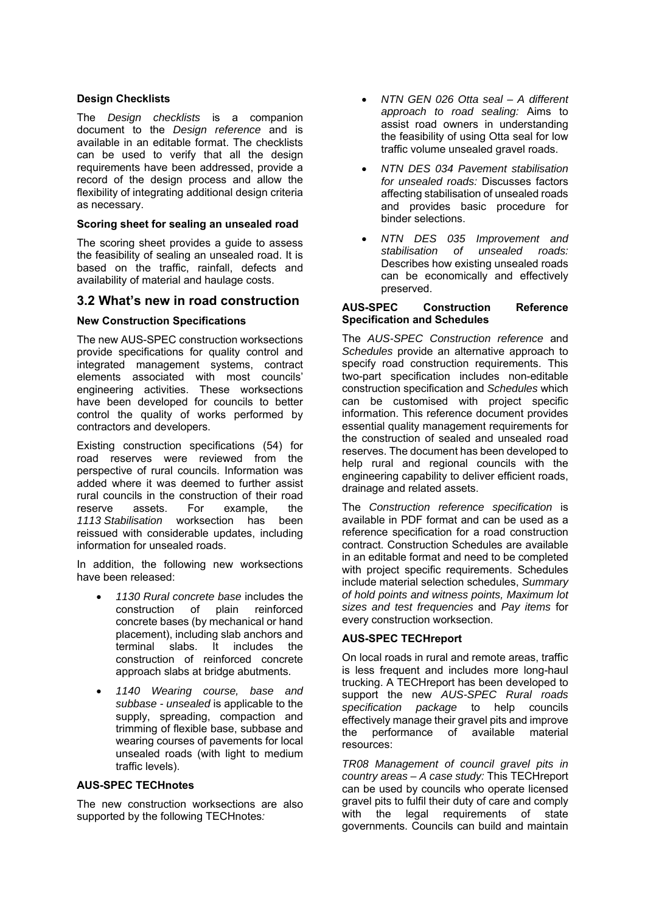**Design Checklists**

The *Design checklists* is a companion document to the *Design reference* and is available in an editable format. The checklists can be used to verify that all the design requirements have been addressed, provide a record of the design process and allow the flexibility of integrating additional design criteria as necessary.

**Scoring sheet for sealing an unsealed road**

The scoring sheet provides a guide to assess the feasibility of sealing an unsealed road. It is based on the traffic, rainfall, defects and availability of material and haulage costs.

## 3.2 What's new in road construction

**New Construction Specifications**

The new AUS-SPEC construction worksections provide specifications for quality control and integrated management systems, contract elements associated with most councils' engineering activities. These worksections have been developed for councils to better control the quality of works performed by contractors and developers.

Existing construction specifications (54) for road reserves were reviewed from the perspective of rural councils. Information was added where it was deemed to further assist rural councils in the construction of their road reserve assets. For example, the *1113 Stabilisation* worksection has been reissued with considerable updates, including information for unsealed roads.

In addition, the following new worksections have been released:

- *1130 Rural concrete base* includes the construction of plain reinforced concrete bases (by mechanical or hand placement), including slab anchors and terminal slabs. It includes the construction of reinforced concrete approach slabs at bridge abutments.
- *1140 Wearing course, base and subbase - unsealed* is applicable to the supply, spreading, compaction and trimming of flexible base, subbase and wearing courses of pavements for local unsealed roads (with light to medium traffic levels).

**AUS-SPEC TECHnotes**

The new construction worksections are also supported by the following TECHnotes*:*

- *NTN GEN 026 Otta seal – A different approach to road sealing:* Aims to assist road owners in understanding the feasibility of using Otta seal for low traffic volume unsealed gravel roads.
- *NTN DES 034 Pavement stabilisation for unsealed roads:* Discusses factors affecting stabilisation of unsealed roads and provides basic procedure for binder selections.
- *NTN DES 035 Improvement and stabilisation of unsealed roads:* Describes how existing unsealed roads can be economically and effectively preserved.

**AUS-SPEC Construction Reference Specification and Schedules**

The *AUS-SPEC Construction reference* and *Schedules* provide an alternative approach to specify road construction requirements. This two-part specification includes non-editable construction specification and *Schedules* which can be customised with project specific information. This reference document provides essential quality management requirements for the construction of sealed and unsealed road reserves. The document has been developed to help rural and regional councils with the engineering capability to deliver efficient roads, drainage and related assets.

The *Construction reference specification* is available in PDF format and can be used as a reference specification for a road construction contract. Construction Schedules are available in an editable format and need to be completed with project specific requirements. Schedules include material selection schedules, *Summary of hold points and witness points, Maximum lot sizes and test frequencies* and *Pay items* for every construction worksection.

**AUS-SPEC TECHreport**

On local roads in rural and remote areas, traffic is less frequent and includes more long-haul trucking. A TECHreport has been developed to support the new *AUS-SPEC Rural roads specification package* to help councils effectively manage their gravel pits and improve the performance of available material resources:

*TR08 Management of council gravel pits in country areas – A case study:* This TECHreport can be used by councils who operate licensed gravel pits to fulfil their duty of care and comply with the legal requirements of state governments. Councils can build and maintain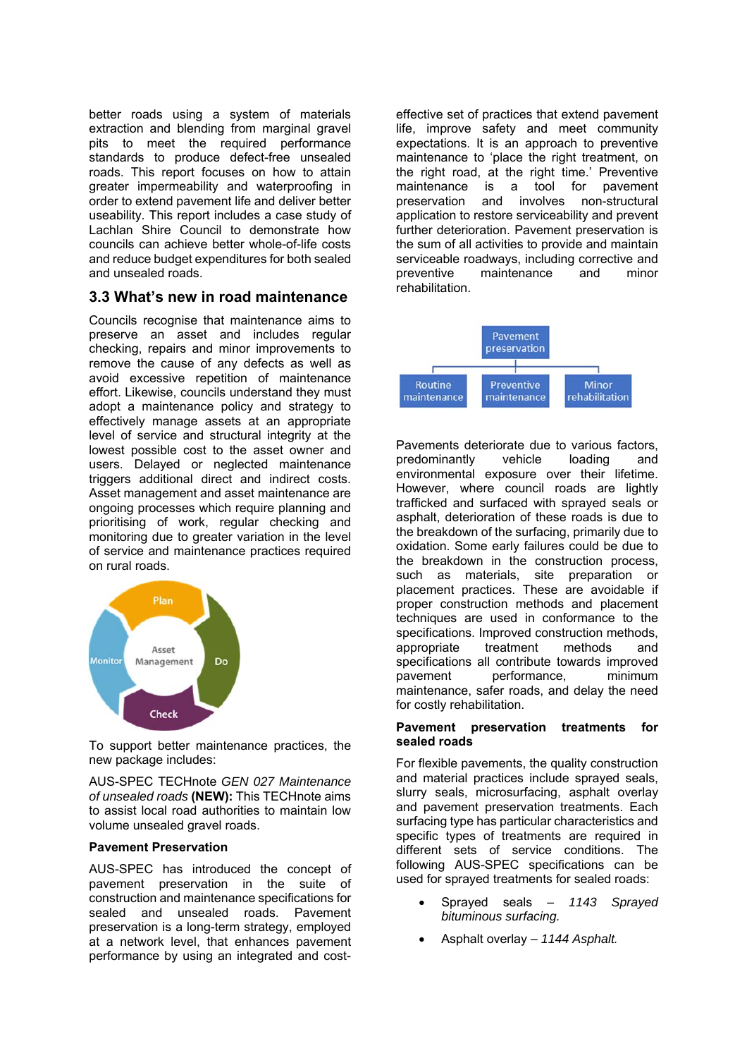better roads using a system of materials extraction and blending from marginal gravel pits to meet the required performance standards to produce defect-free unsealed roads. This report focuses on how to attain greater impermeability and waterproofing in order to extend pavement life and deliver better useability. This report includes a case study of Lachlan Shire Council to demonstrate how councils can achieve better whole-of-life costs and reduce budget expenditures for both sealed and unsealed roads.

## 3.3 What's new in road maintenance

Councils recognise that maintenance aims to preserve an asset and includes regular checking, repairs and minor improvements to remove the cause of any defects as well as avoid excessive repetition of maintenance effort. Likewise, councils understand they must adopt a maintenance policy and strategy to effectively manage assets at an appropriate level of service and structural integrity at the lowest possible cost to the asset owner and users. Delayed or neglected maintenance triggers additional direct and indirect costs. Asset management and asset maintenance are ongoing processes which require planning and prioritising of work, regular checking and monitoring due to greater variation in the level of service and maintenance practices required on rural roads.

Plan
Do
Check
Monitor
Asset Management

To support better maintenance practices, the new package includes:

AUS-SPEC TECHnote *GEN 027 Maintenance of unsealed roads* **(NEW):** This TECHnote aims to assist local road authorities to maintain low volume unsealed gravel roads.

**Pavement Preservation**

AUS-SPEC has introduced the concept of pavement preservation in the suite of construction and maintenance specifications for sealed and unsealed roads. Pavement preservation is a long-term strategy, employed at a network level, that enhances pavement performance by using an integrated and cost-effective set of practices that extend pavement life, improve safety and meet community expectations. It is an approach to preventive maintenance to 'place the right treatment, on the right road, at the right time.' Preventive maintenance is a tool for pavement preservation and involves non-structural application to restore serviceability and prevent further deterioration. Pavement preservation is the sum of all activities to provide and maintain serviceable roadways, including corrective and preventive maintenance and minor rehabilitation.

Pavement preservation
Routine maintenance
Preventive maintenance
Minor rehabilitation

Pavements deteriorate due to various factors, predominantly vehicle loading and environmental exposure over their lifetime. However, where council roads are lightly trafficked and surfaced with sprayed seals or asphalt, deterioration of these roads is due to the breakdown of the surfacing, primarily due to oxidation. Some early failures could be due to the breakdown in the construction process, such as materials, site preparation or placement practices. These are avoidable if proper construction methods and placement techniques are used in conformance to the specifications. Improved construction methods, appropriate treatment methods and specifications all contribute towards improved pavement performance, minimum maintenance, safer roads, and delay the need for costly rehabilitation.

**Pavement preservation treatments for sealed roads**

For flexible pavements, the quality construction and material practices include sprayed seals, slurry seals, microsurfacing, asphalt overlay and pavement preservation treatments. Each surfacing type has particular characteristics and specific types of treatments are required in different sets of service conditions. The following AUS-SPEC specifications can be used for sprayed treatments for sealed roads:

- Sprayed seals – *1143 Sprayed bituminous surfacing.*
- Asphalt overlay – *1144 Asphalt.*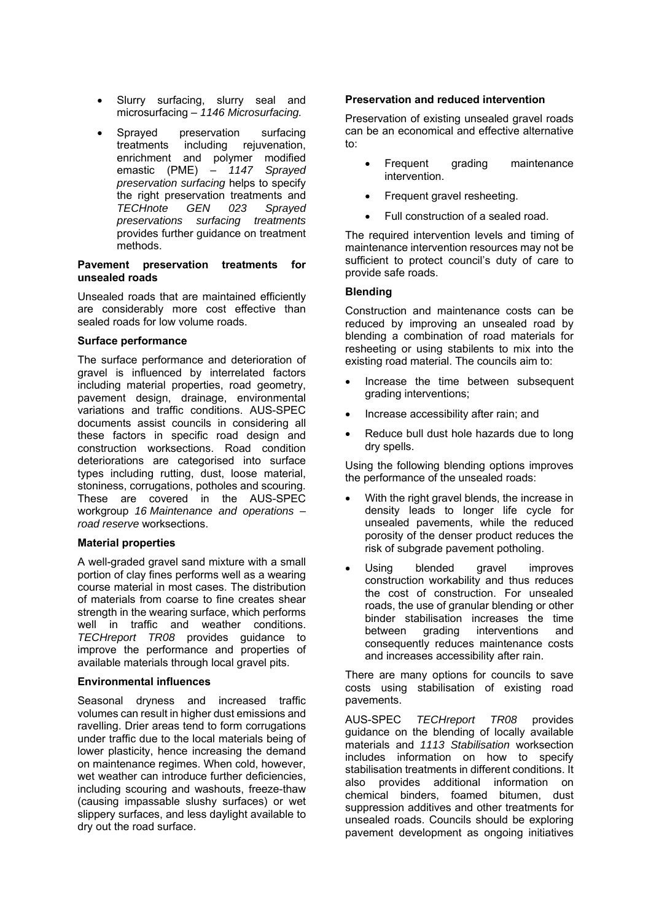- Slurry surfacing, slurry seal and microsurfacing – *1146 Microsurfacing.*
- Sprayed preservation surfacing treatments including rejuvenation, enrichment and polymer modified emastic (PME) – *1147 Sprayed preservation surfacing* helps to specify the right preservation treatments and *TECHnote GEN 023 Sprayed preservations surfacing treatments* provides further guidance on treatment methods.

**Pavement preservation treatments for unsealed roads**

Unsealed roads that are maintained efficiently are considerably more cost effective than sealed roads for low volume roads.

**Surface performance**

The surface performance and deterioration of gravel is influenced by interrelated factors including material properties, road geometry, pavement design, drainage, environmental variations and traffic conditions. AUS-SPEC documents assist councils in considering all these factors in specific road design and construction worksections. Road condition deteriorations are categorised into surface types including rutting, dust, loose material, stoniness, corrugations, potholes and scouring. These are covered in the AUS-SPEC workgroup *16 Maintenance and operations – road reserve* worksections.

**Material properties**

A well-graded gravel sand mixture with a small portion of clay fines performs well as a wearing course material in most cases. The distribution of materials from coarse to fine creates shear strength in the wearing surface, which performs well in traffic and weather conditions. *TECHreport TR08* provides guidance to improve the performance and properties of available materials through local gravel pits.

**Environmental influences**

Seasonal dryness and increased traffic volumes can result in higher dust emissions and ravelling. Drier areas tend to form corrugations under traffic due to the local materials being of lower plasticity, hence increasing the demand on maintenance regimes. When cold, however, wet weather can introduce further deficiencies, including scouring and washouts, freeze-thaw (causing impassable slushy surfaces) or wet slippery surfaces, and less daylight available to dry out the road surface.

**Preservation and reduced intervention**

Preservation of existing unsealed gravel roads can be an economical and effective alternative to:

- Frequent grading maintenance intervention.
- Frequent gravel resheeting.
- Full construction of a sealed road.

The required intervention levels and timing of maintenance intervention resources may not be sufficient to protect council's duty of care to provide safe roads.

**Blending**

Construction and maintenance costs can be reduced by improving an unsealed road by blending a combination of road materials for resheeting or using stabilents to mix into the existing road material. The councils aim to:

- Increase the time between subsequent grading interventions;
- Increase accessibility after rain; and
- Reduce bull dust hole hazards due to long dry spells.

Using the following blending options improves the performance of the unsealed roads:

- With the right gravel blends, the increase in density leads to longer life cycle for unsealed pavements, while the reduced porosity of the denser product reduces the risk of subgrade pavement potholing.
- Using blended gravel improves construction workability and thus reduces the cost of construction. For unsealed roads, the use of granular blending or other binder stabilisation increases the time between grading interventions and consequently reduces maintenance costs and increases accessibility after rain.

There are many options for councils to save costs using stabilisation of existing road pavements.

AUS-SPEC *TECHreport TR08* provides guidance on the blending of locally available materials and *1113 Stabilisation* worksection includes information on how to specify stabilisation treatments in different conditions. It also provides additional information on chemical binders, foamed bitumen, dust suppression additives and other treatments for unsealed roads. Councils should be exploring pavement development as ongoing initiatives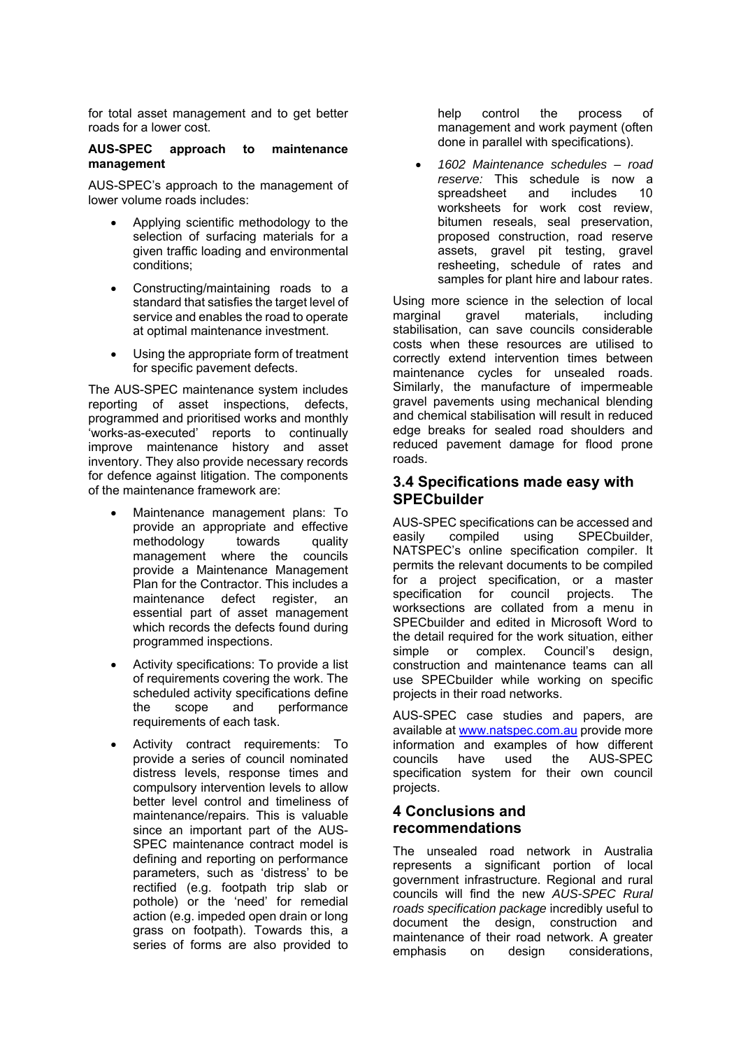for total asset management and to get better roads for a lower cost.

**AUS-SPEC approach to maintenance management**

AUS-SPEC's approach to the management of lower volume roads includes:

- Applying scientific methodology to the selection of surfacing materials for a given traffic loading and environmental conditions;
- Constructing/maintaining roads to a standard that satisfies the target level of service and enables the road to operate at optimal maintenance investment.
- Using the appropriate form of treatment for specific pavement defects.

The AUS-SPEC maintenance system includes reporting of asset inspections, defects, programmed and prioritised works and monthly 'works-as-executed' reports to continually improve maintenance history and asset inventory. They also provide necessary records for defence against litigation. The components of the maintenance framework are:

- Maintenance management plans: To provide an appropriate and effective methodology towards quality management where the councils provide a Maintenance Management Plan for the Contractor. This includes a maintenance defect register, an essential part of asset management which records the defects found during programmed inspections.
- Activity specifications: To provide a list of requirements covering the work. The scheduled activity specifications define the scope and performance requirements of each task.
- Activity contract requirements: To provide a series of council nominated distress levels, response times and compulsory intervention levels to allow better level control and timeliness of maintenance/repairs. This is valuable since an important part of the AUS-SPEC maintenance contract model is defining and reporting on performance parameters, such as 'distress' to be rectified (e.g. footpath trip slab or pothole) or the 'need' for remedial action (e.g. impeded open drain or long grass on footpath). Towards this, a series of forms are also provided to help control the process of management and work payment (often done in parallel with specifications).
- *1602 Maintenance schedules – road reserve:* This schedule is now a spreadsheet and includes 10 worksheets for work cost review, bitumen reseals, seal preservation, proposed construction, road reserve assets, gravel pit testing, gravel resheeting, schedule of rates and samples for plant hire and labour rates.

Using more science in the selection of local marginal gravel materials, including stabilisation, can save councils considerable costs when these resources are utilised to correctly extend intervention times between maintenance cycles for unsealed roads. Similarly, the manufacture of impermeable gravel pavements using mechanical blending and chemical stabilisation will result in reduced edge breaks for sealed road shoulders and reduced pavement damage for flood prone roads.

## 3.4 Specifications made easy with SPECbuilder

AUS-SPEC specifications can be accessed and easily compiled using SPECbuilder, NATSPEC's online specification compiler. It permits the relevant documents to be compiled for a project specification, or a master specification for council projects. The worksections are collated from a menu in SPECbuilder and edited in Microsoft Word to the detail required for the work situation, either simple or complex. Council's design, construction and maintenance teams can all use SPECbuilder while working on specific projects in their road networks.

AUS-SPEC case studies and papers, are available at www.natspec.com.au provide more information and examples of how different councils have used the AUS-SPEC specification system for their own council projects.

## 4 Conclusions and recommendations

The unsealed road network in Australia represents a significant portion of local government infrastructure. Regional and rural councils will find the new *AUS-SPEC Rural roads specification package* incredibly useful to document the design, construction and maintenance of their road network. A greater emphasis on design considerations,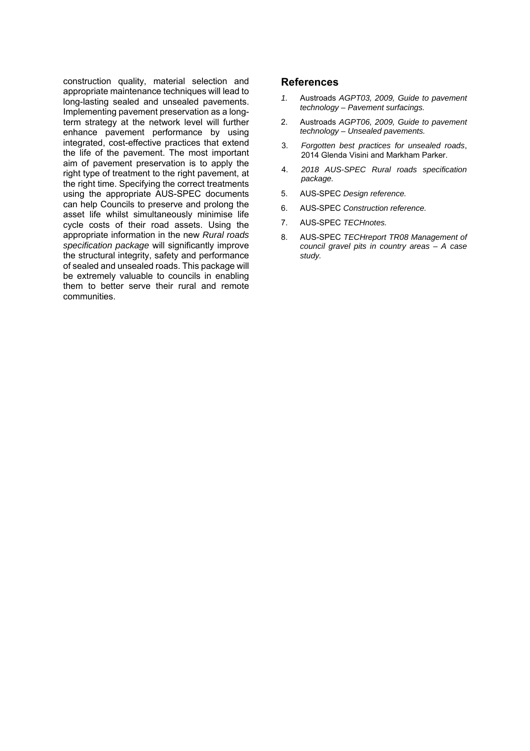construction quality, material selection and appropriate maintenance techniques will lead to long-lasting sealed and unsealed pavements. Implementing pavement preservation as a long-term strategy at the network level will further enhance pavement performance by using integrated, cost-effective practices that extend the life of the pavement. The most important aim of pavement preservation is to apply the right type of treatment to the right pavement, at the right time. Specifying the correct treatments using the appropriate AUS-SPEC documents can help Councils to preserve and prolong the asset life whilst simultaneously minimise life cycle costs of their road assets. Using the appropriate information in the new *Rural roads specification package* will significantly improve the structural integrity, safety and performance of sealed and unsealed roads. This package will be extremely valuable to councils in enabling them to better serve their rural and remote communities.

## References

1. Austroads *AGPT03, 2009, Guide to pavement technology – Pavement surfacings.*
2. Austroads *AGPT06, 2009, Guide to pavement technology – Unsealed pavements.*
3. *Forgotten best practices for unsealed roads*, 2014 Glenda Visini and Markham Parker.
4. *2018 AUS-SPEC Rural roads specification package.*
5. AUS-SPEC *Design reference.*
6. AUS-SPEC *Construction reference.*
7. AUS-SPEC *TECHnotes.*
8. AUS-SPEC *TECHreport TR08 Management of council gravel pits in country areas – A case study.*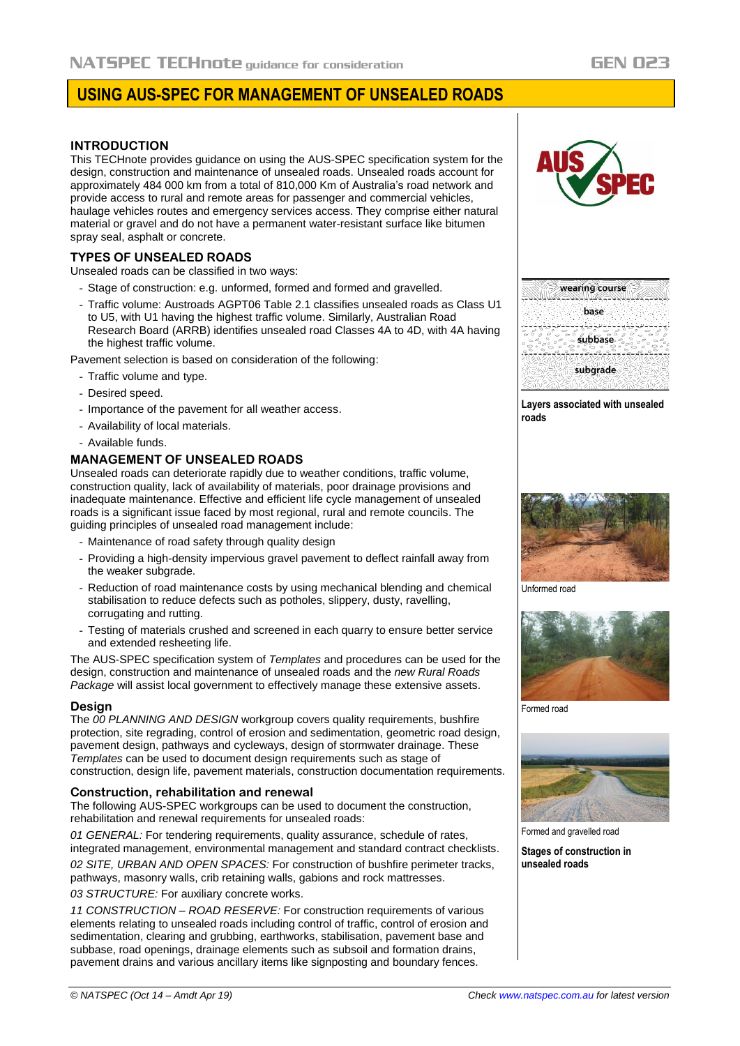# USING AUS-SPEC FOR MANAGEMENT OF UNSEALED ROADS

## INTRODUCTION

This TECHnote provides guidance on using the AUS-SPEC specification system for the design, construction and maintenance of unsealed roads. Unsealed roads account for approximately 484 000 km from a total of 810,000 Km of Australia's road network and provide access to rural and remote areas for passenger and commercial vehicles, haulage vehicles routes and emergency services access. They comprise either natural material or gravel and do not have a permanent water-resistant surface like bitumen spray seal, asphalt or concrete.

## TYPES OF UNSEALED ROADS

Unsealed roads can be classified in two ways:

- Stage of construction: e.g. unformed, formed and formed and gravelled.
- Traffic volume: Austroads AGPT06 Table 2.1 classifies unsealed roads as Class U1 to U5, with U1 having the highest traffic volume. Similarly, Australian Road Research Board (ARRB) identifies unsealed road Classes 4A to 4D, with 4A having the highest traffic volume.

Pavement selection is based on consideration of the following:

- Traffic volume and type.
- Desired speed.
- Importance of the pavement for all weather access.
- Availability of local materials.
- Available funds.

wearing course
base
subbase
subgrade

**Layers associated with unsealed roads**

## MANAGEMENT OF UNSEALED ROADS

Unsealed roads can deteriorate rapidly due to weather conditions, traffic volume, construction quality, lack of availability of materials, poor drainage provisions and inadequate maintenance. Effective and efficient life cycle management of unsealed roads is a significant issue faced by most regional, rural and remote councils. The guiding principles of unsealed road management include:

- Maintenance of road safety through quality design
- Providing a high-density impervious gravel pavement to deflect rainfall away from the weaker subgrade.
- Reduction of road maintenance costs by using mechanical blending and chemical stabilisation to reduce defects such as potholes, slippery, dusty, ravelling, corrugating and rutting.
- Testing of materials crushed and screened in each quarry to ensure better service and extended resheeting life.

The AUS-SPEC specification system of *Templates* and procedures can be used for the design, construction and maintenance of unsealed roads and the *new Rural Roads Package* will assist local government to effectively manage these extensive assets.

### Design

The *00 PLANNING AND DESIGN* workgroup covers quality requirements, bushfire protection, site regrading, control of erosion and sedimentation, geometric road design, pavement design, pathways and cycleways, design of stormwater drainage. These *Templates* can be used to document design requirements such as stage of construction, design life, pavement materials, construction documentation requirements.

### Construction, rehabilitation and renewal

The following AUS-SPEC workgroups can be used to document the construction, rehabilitation and renewal requirements for unsealed roads:

*01 GENERAL:* For tendering requirements, quality assurance, schedule of rates, integrated management, environmental management and standard contract checklists.

*02 SITE, URBAN AND OPEN SPACES:* For construction of bushfire perimeter tracks, pathways, masonry walls, crib retaining walls, gabions and rock mattresses.

*03 STRUCTURE:* For auxiliary concrete works.

*11 CONSTRUCTION – ROAD RESERVE:* For construction requirements of various elements relating to unsealed roads including control of traffic, control of erosion and sedimentation, clearing and grubbing, earthworks, stabilisation, pavement base and subbase, road openings, drainage elements such as subsoil and formation drains, pavement drains and various ancillary items like signposting and boundary fences.

Unformed road

Formed road

Formed and gravelled road

**Stages of construction in unsealed roads**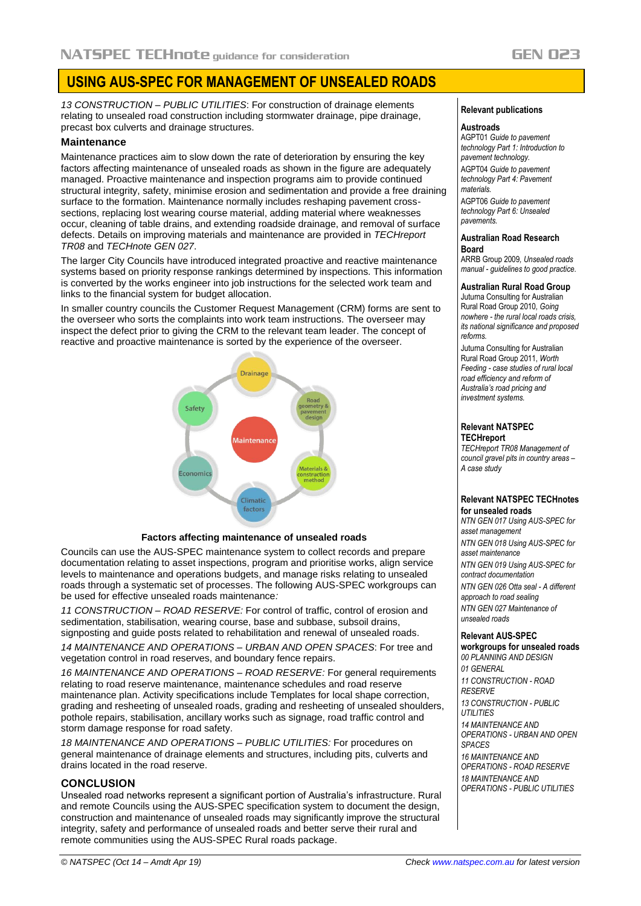# USING AUS-SPEC FOR MANAGEMENT OF UNSEALED ROADS

*13 CONSTRUCTION – PUBLIC UTILITIES*: For construction of drainage elements relating to unsealed road construction including stormwater drainage, pipe drainage, precast box culverts and drainage structures.

## Maintenance

Maintenance practices aim to slow down the rate of deterioration by ensuring the key factors affecting maintenance of unsealed roads as shown in the figure are adequately managed. Proactive maintenance and inspection programs aim to provide continued structural integrity, safety, minimise erosion and sedimentation and provide a free draining surface to the formation. Maintenance normally includes reshaping pavement cross-sections, replacing lost wearing course material, adding material where weaknesses occur, cleaning of table drains, and extending roadside drainage, and removal of surface defects. Details on improving materials and maintenance are provided in *TECHreport TR08* and *TECHnote GEN 027*.

The larger City Councils have introduced integrated proactive and reactive maintenance systems based on priority response rankings determined by inspections. This information is converted by the works engineer into job instructions for the selected work team and links to the financial system for budget allocation.

In smaller country councils the Customer Request Management (CRM) forms are sent to the overseer who sorts the complaints into work team instructions. The overseer may inspect the defect prior to giving the CRM to the relevant team leader. The concept of reactive and proactive maintenance is sorted by the experience of the overseer.

Maintenance

Drainage

Road geometry & pavement design

Materials & construction method

Climatic factors

Economics

Safety

**Factors affecting maintenance of unsealed roads**

Councils can use the AUS-SPEC maintenance system to collect records and prepare documentation relating to asset inspections, program and prioritise works, align service levels to maintenance and operations budgets, and manage risks relating to unsealed roads through a systematic set of processes. The following AUS-SPEC workgroups can be used for effective unsealed roads maintenance:

*11 CONSTRUCTION – ROAD RESERVE:* For control of traffic, control of erosion and sedimentation, stabilisation, wearing course, base and subbase, subsoil drains, signposting and guide posts related to rehabilitation and renewal of unsealed roads.

*14 MAINTENANCE AND OPERATIONS – URBAN AND OPEN SPACES*: For tree and vegetation control in road reserves, and boundary fence repairs.

*16 MAINTENANCE AND OPERATIONS – ROAD RESERVE:* For general requirements relating to road reserve maintenance, maintenance schedules and road reserve maintenance plan. Activity specifications include Templates for local shape correction, grading and resheeting of unsealed roads, grading and resheeting of unsealed shoulders, pothole repairs, stabilisation, ancillary works such as signage, road traffic control and storm damage response for road safety.

*18 MAINTENANCE AND OPERATIONS – PUBLIC UTILITIES:* For procedures on general maintenance of drainage elements and structures, including pits, culverts and drains located in the road reserve.

## CONCLUSION

Unsealed road networks represent a significant portion of Australia's infrastructure. Rural and remote Councils using the AUS-SPEC specification system to document the design, construction and maintenance of unsealed roads may significantly improve the structural integrity, safety and performance of unsealed roads and better serve their rural and remote communities using the AUS-SPEC Rural roads package.

### Relevant publications

**Austroads**

AGPT01 *Guide to pavement technology Part 1: Introduction to pavement technology.*

AGPT04 *Guide to pavement technology Part 4: Pavement materials.*

AGPT06 *Guide to pavement technology Part 6: Unsealed pavements.*

**Australian Road Research Board**

ARRB Group 2009, *Unsealed roads manual - guidelines to good practice.*

**Australian Rural Road Group**

Juturna Consulting for Australian Rural Road Group 2010, *Going nowhere - the rural local roads crisis, its national significance and proposed reforms.*

Juturna Consulting for Australian Rural Road Group 2011, *Worth Feeding - case studies of rural local road efficiency and reform of Australia's road pricing and investment systems.*

### Relevant NATSPEC TECHreport

*TECHreport TR08 Management of council gravel pits in country areas – A case study*

### Relevant NATSPEC TECHnotes for unsealed roads

*NTN GEN 017 Using AUS-SPEC for asset management*

*NTN GEN 018 Using AUS-SPEC for asset maintenance*

*NTN GEN 019 Using AUS-SPEC for contract documentation*

*NTN GEN 026 Otta seal - A different approach to road sealing*

*NTN GEN 027 Maintenance of unsealed roads*

### Relevant AUS-SPEC workgroups for unsealed roads

*00 PLANNING AND DESIGN*

*01 GENERAL*

*11 CONSTRUCTION - ROAD RESERVE*

*13 CONSTRUCTION - PUBLIC UTILITIES*

*14 MAINTENANCE AND OPERATIONS - URBAN AND OPEN SPACES*

*16 MAINTENANCE AND OPERATIONS - ROAD RESERVE*

*18 MAINTENANCE AND OPERATIONS - PUBLIC UTILITIES*